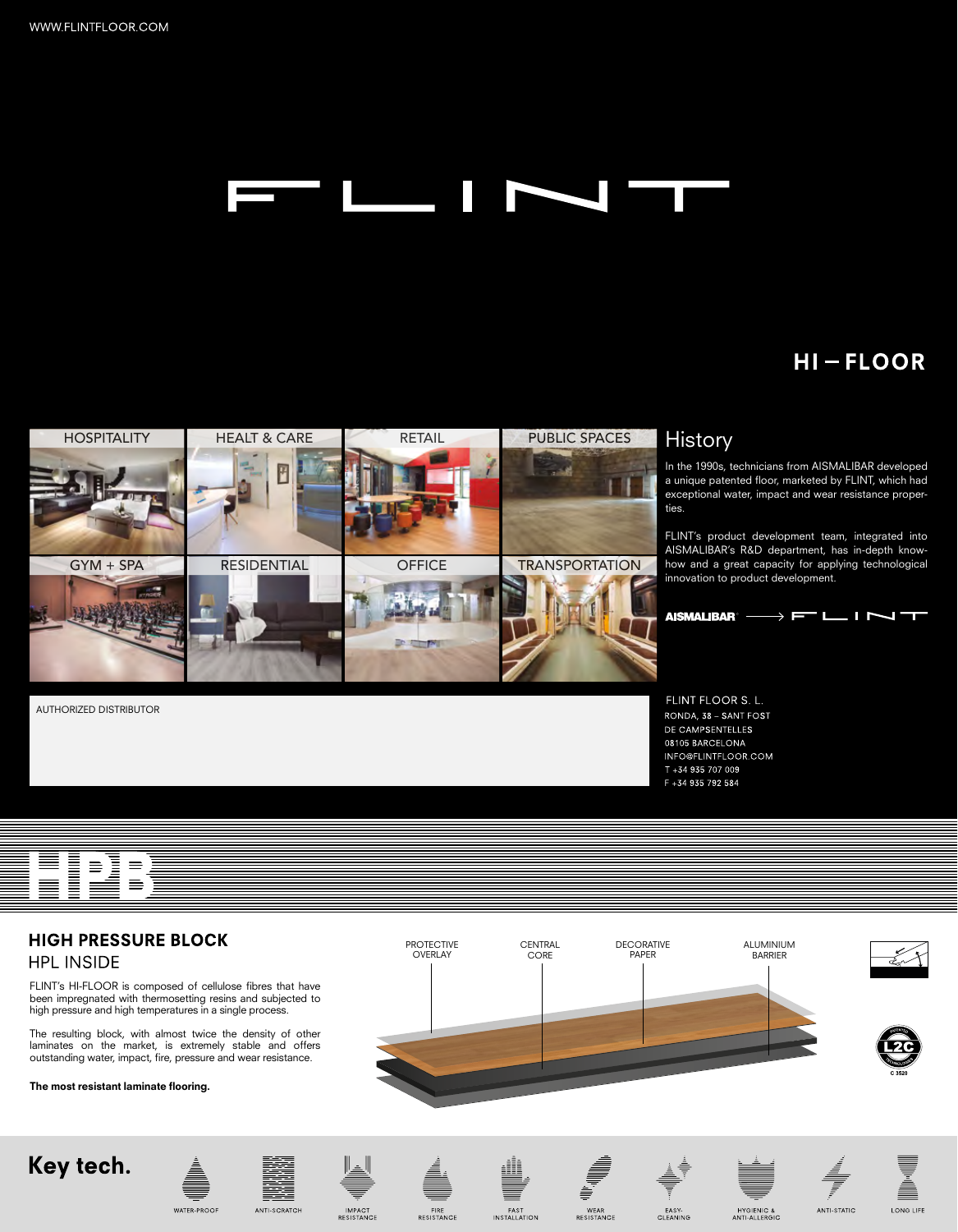WWW.FLINTFLOOR.COM

# FLINT

## HI – FLOOR

HOSPITALITY

HEALT & CARE

RETAIL

PUBLIC SPACES

GYM + SPA

RESIDENTIAL

OFFICE

TRANSPORTATION

## History

In the 1990s, technicians from AISMALIBAR developed a unique patented floor, marketed by FLINT, which had exceptional water, impact and wear resistance properties.

FLINT's product development team, integrated into AISMALIBAR's R&D department, has in-depth know-how and a great capacity for applying technological innovation to product development.

AISMALIBAR → FLINT

AUTHORIZED DISTRIBUTOR

FLINT FLOOR S. L.
RONDA, 38 – SANT FOST
DE CAMPSENTELLES
08105 BARCELONA
INFO@FLINTFLOOR.COM
T +34 935 707 009
F +34 935 792 584

# HPB

## HIGH PRESSURE BLOCK

### HPL INSIDE

FLINT's HI-FLOOR is composed of cellulose fibres that have been impregnated with thermosetting resins and subjected to high pressure and high temperatures in a single process.

The resulting block, with almost twice the density of other laminates on the market, is extremely stable and offers outstanding water, impact, fire, pressure and wear resistance.

**The most resistant laminate flooring.**

PROTECTIVE OVERLAY

CENTRAL CORE

DECORATIVE PAPER

ALUMINIUM BARRIER

L2C

C 3520

## Key tech.

- WATER-PROOF
- ANTI-SCRATCH
- IMPACT RESISTANCE
- FIRE RESISTANCE
- FAST INSTALLATION
- WEAR RESISTANCE
- EASY-CLEANING
- HYGIENIC & ANTI-ALLERGIC
- ANTI-STATIC
- LONG LIFE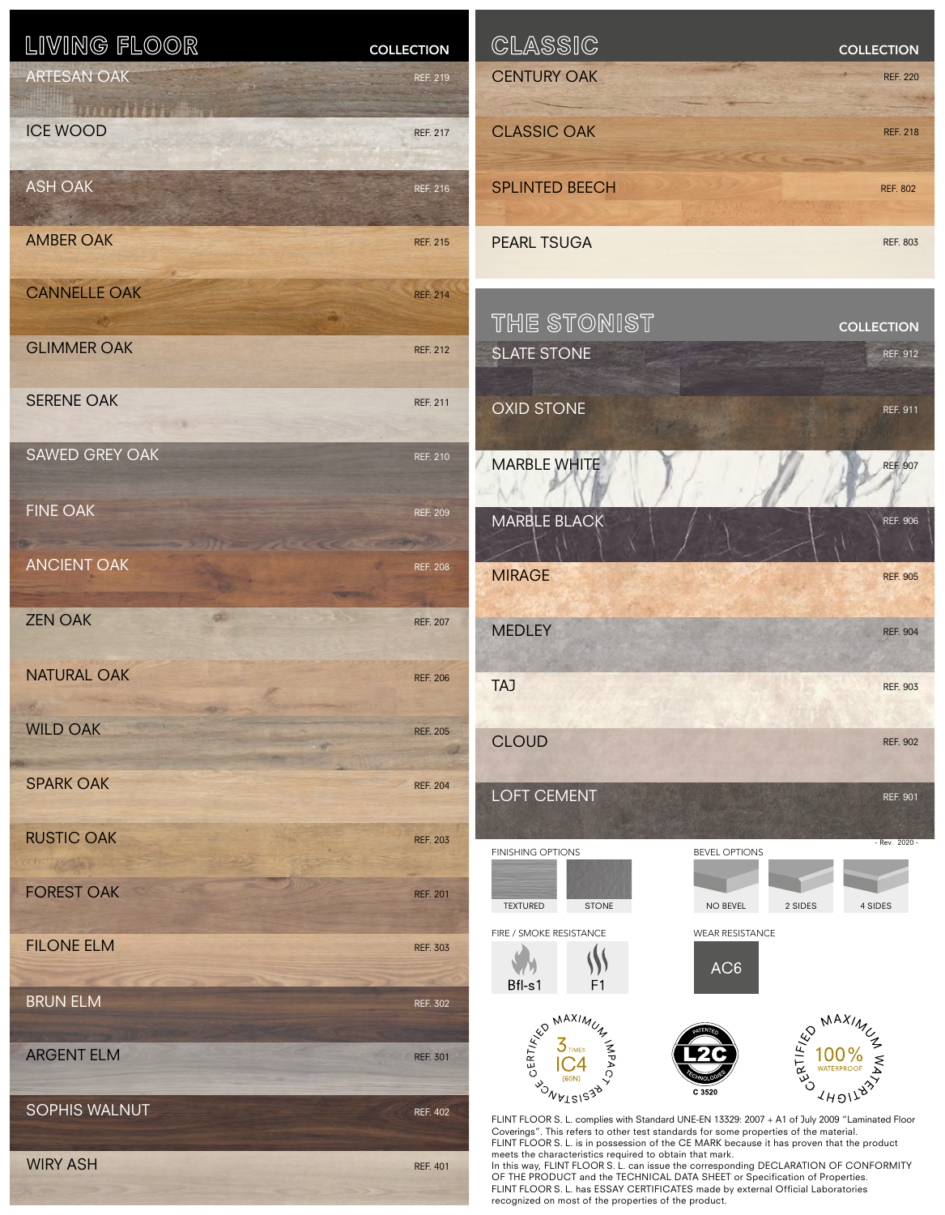## LIVING FLOOR COLLECTION

| | |
|---|---|
| ARTESAN OAK | REF. 219 |
| ICE WOOD | REF. 217 |
| ASH OAK | REF. 216 |
| AMBER OAK | REF. 215 |
| CANNELLE OAK | REF. 214 |
| GLIMMER OAK | REF. 212 |
| SERENE OAK | REF. 211 |
| SAWED GREY OAK | REF. 210 |
| FINE OAK | REF. 209 |
| ANCIENT OAK | REF. 208 |
| ZEN OAK | REF. 207 |
| NATURAL OAK | REF. 206 |
| WILD OAK | REF. 205 |
| SPARK OAK | REF. 204 |
| RUSTIC OAK | REF. 203 |
| FOREST OAK | REF. 201 |
| FILONE ELM | REF. 303 |
| BRUN ELM | REF. 302 |
| ARGENT ELM | REF. 301 |
| SOPHIS WALNUT | REF. 402 |
| WIRY ASH | REF. 401 |

## CLASSIC COLLECTION

| | |
|---|---|
| CENTURY OAK | REF. 220 |
| CLASSIC OAK | REF. 218 |
| SPLINTED BEECH | REF. 802 |
| PEARL TSUGA | REF. 803 |

## THE STONIST COLLECTION

| | |
|---|---|
| SLATE STONE | REF. 912 |
| OXID STONE | REF. 911 |
| MARBLE WHITE | REF. 907 |
| MARBLE BLACK | REF. 906 |
| MIRAGE | REF. 905 |
| MEDLEY | REF. 904 |
| TAJ | REF. 903 |
| CLOUD | REF. 902 |
| LOFT CEMENT | REF. 901 |

- Rev. 2020 -

FINISHING OPTIONS

TEXTURED STONE

BEVEL OPTIONS

NO BEVEL 2 SIDES 4 SIDES

FIRE / SMOKE RESISTANCE

Bfl-s1 F1

WEAR RESISTANCE

AC6

CERTIFIED MAXIMUM IMPACT RESISTANCE 3 TIMES IC4 (60N)

PATENTED L2C TECHNOLOGIES C 3520

CERTIFIED MAXIMUM WATERTIGHT 100% WATERPROOF

FLINT FLOOR S. L. complies with Standard UNE-EN 13329: 2007 + A1 of July 2009 "Laminated Floor Coverings". This refers to other test standards for some properties of the material.
FLINT FLOOR S. L. is in possession of the CE MARK because it has proven that the product meets the characteristics required to obtain that mark.
In this way, FLINT FLOOR S. L. can issue the corresponding DECLARATION OF CONFORMITY OF THE PRODUCT and the TECHNICAL DATA SHEET or Specification of Properties.
FLINT FLOOR S. L. has ESSAY CERTIFICATES made by external Official Laboratories recognized on most of the properties of the product.